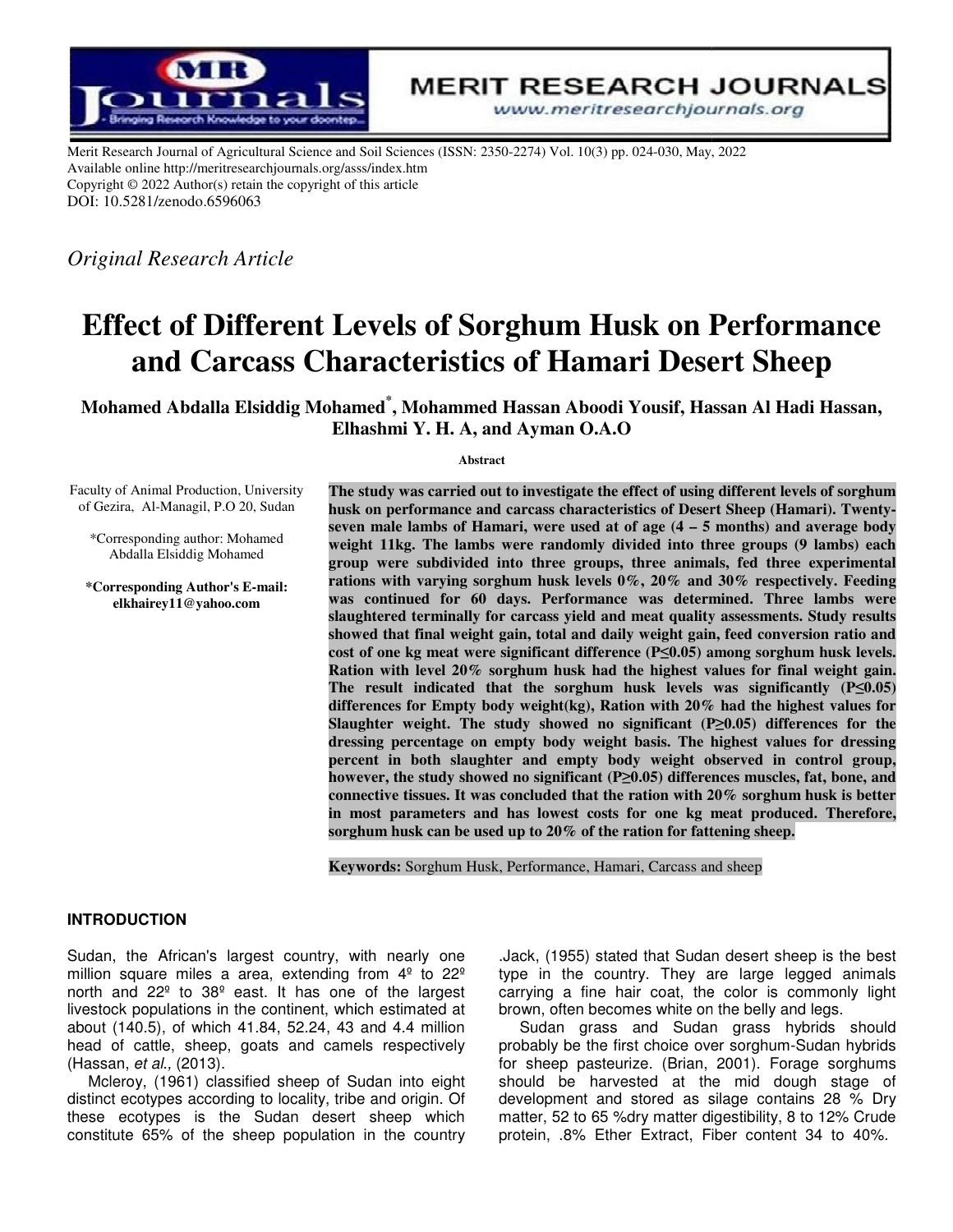Merit Research Journal of Agricultural Science and Soil Sciences (ISSN: 2350-2274) Vol. 10(3) pp. 024-030, May, 2022
Available online http://meritresearchjournals.org/asss/index.htm
Copyright © 2022 Author(s) retain the copyright of this article
DOI: 10.5281/zenodo.6596063

*Original Research Article*

# Effect of Different Levels of Sorghum Husk on Performance and Carcass Characteristics of Hamari Desert Sheep

**Mohamed Abdalla Elsiddig Mohamed*, Mohammed Hassan Aboodi Yousif, Hassan Al Hadi Hassan, Elhashmi Y. H. A, and Ayman O.A.O**

Faculty of Animal Production, University of Gezira, Al-Managil, P.O 20, Sudan

*Corresponding author: Mohamed Abdalla Elsiddig Mohamed

**\*Corresponding Author's E-mail: elkhairey11@yahoo.com**

**Abstract**

**The study was carried out to investigate the effect of using different levels of sorghum husk on performance and carcass characteristics of Desert Sheep (Hamari). Twenty-seven male lambs of Hamari, were used at of age (4 – 5 months) and average body weight 11kg. The lambs were randomly divided into three groups (9 lambs) each group were subdivided into three groups, three animals, fed three experimental rations with varying sorghum husk levels 0%, 20% and 30% respectively. Feeding was continued for 60 days. Performance was determined. Three lambs were slaughtered terminally for carcass yield and meat quality assessments. Study results showed that final weight gain, total and daily weight gain, feed conversion ratio and cost of one kg meat were significant difference ($P \leq 0.05$) among sorghum husk levels. Ration with level 20% sorghum husk had the highest values for final weight gain. The result indicated that the sorghum husk levels was significantly ($P \leq 0.05$) differences for Empty body weight(kg), Ration with 20% had the highest values for Slaughter weight. The study showed no significant ($P \geq 0.05$) differences for the dressing percentage on empty body weight basis. The highest values for dressing percent in both slaughter and empty body weight observed in control group, however, the study showed no significant ($P \geq 0.05$) differences muscles, fat, bone, and connective tissues. It was concluded that the ration with 20% sorghum husk is better in most parameters and has lowest costs for one kg meat produced. Therefore, sorghum husk can be used up to 20% of the ration for fattening sheep.**

**Keywords:** Sorghum Husk, Performance, Hamari, Carcass and sheep

## INTRODUCTION

Sudan, the African's largest country, with nearly one million square miles a area, extending from 4º to 22º north and 22º to 38º east. It has one of the largest livestock populations in the continent, which estimated at about (140.5), of which 41.84, 52.24, 43 and 4.4 million head of cattle, sheep, goats and camels respectively (Hassan, *et al.,* (2013).

Mcleroy, (1961) classified sheep of Sudan into eight distinct ecotypes according to locality, tribe and origin. Of these ecotypes is the Sudan desert sheep which constitute 65% of the sheep population in the country .Jack, (1955) stated that Sudan desert sheep is the best type in the country. They are large legged animals carrying a fine hair coat, the color is commonly light brown, often becomes white on the belly and legs.

Sudan grass and Sudan grass hybrids should probably be the first choice over sorghum-Sudan hybrids for sheep pasteurize. (Brian, 2001). Forage sorghums should be harvested at the mid dough stage of development and stored as silage contains 28 % Dry matter, 52 to 65 %dry matter digestibility, 8 to 12% Crude protein, .8% Ether Extract, Fiber content 34 to 40%.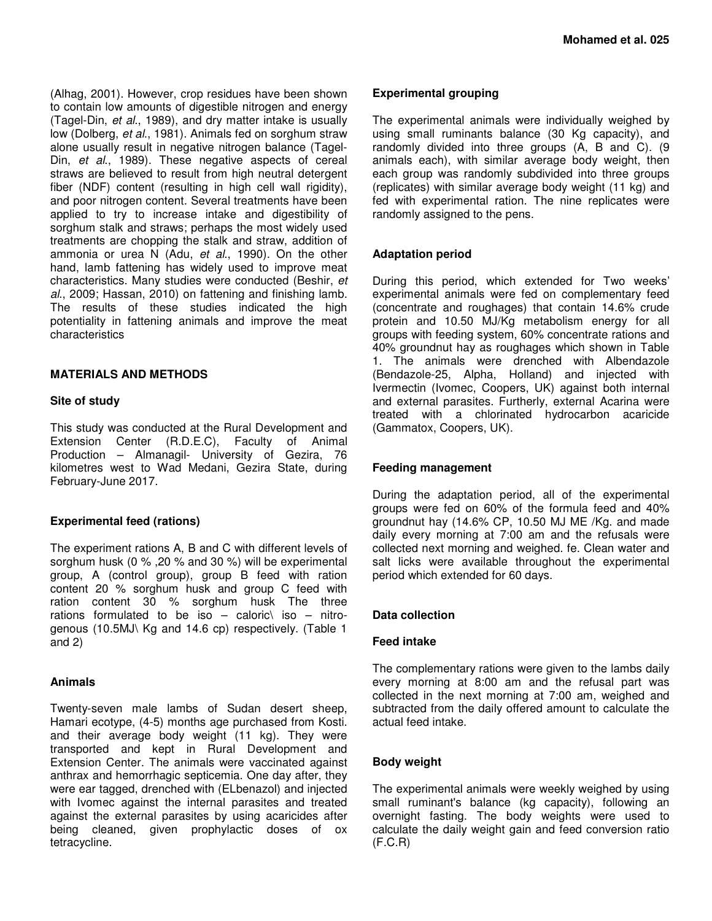(Alhag, 2001). However, crop residues have been shown to contain low amounts of digestible nitrogen and energy (Tagel-Din, *et al*., 1989), and dry matter intake is usually low (Dolberg, *et al*., 1981). Animals fed on sorghum straw alone usually result in negative nitrogen balance (Tagel-Din, *et al*., 1989). These negative aspects of cereal straws are believed to result from high neutral detergent fiber (NDF) content (resulting in high cell wall rigidity), and poor nitrogen content. Several treatments have been applied to try to increase intake and digestibility of sorghum stalk and straws; perhaps the most widely used treatments are chopping the stalk and straw, addition of ammonia or urea N (Adu, *et al*., 1990). On the other hand, lamb fattening has widely used to improve meat characteristics. Many studies were conducted (Beshir, *et al*., 2009; Hassan, 2010) on fattening and finishing lamb. The results of these studies indicated the high potentiality in fattening animals and improve the meat characteristics

## MATERIALS AND METHODS

### Site of study

This study was conducted at the Rural Development and Extension Center (R.D.E.C), Faculty of Animal Production – Almanagil- University of Gezira, 76 kilometres west to Wad Medani, Gezira State, during February-June 2017.

### Experimental feed (rations)

The experiment rations A, B and C with different levels of sorghum husk (0 % ,20 % and 30 %) will be experimental group, A (control group), group B feed with ration content 20 % sorghum husk and group C feed with ration content 30 % sorghum husk The three rations formulated to be iso – caloric\ iso – nitrogenous (10.5MJ\ Kg and 14.6 cp) respectively. (Table 1 and 2)

### Animals

Twenty-seven male lambs of Sudan desert sheep, Hamari ecotype, (4-5) months age purchased from Kosti. and their average body weight (11 kg). They were transported and kept in Rural Development and Extension Center. The animals were vaccinated against anthrax and hemorrhagic septicemia. One day after, they were ear tagged, drenched with (ELbenazol) and injected with Ivomec against the internal parasites and treated against the external parasites by using acaricides after being cleaned, given prophylactic doses of ox tetracycline.

### Experimental grouping

The experimental animals were individually weighed by using small ruminants balance (30 Kg capacity), and randomly divided into three groups (A, B and C). (9 animals each), with similar average body weight, then each group was randomly subdivided into three groups (replicates) with similar average body weight (11 kg) and fed with experimental ration. The nine replicates were randomly assigned to the pens.

### Adaptation period

During this period, which extended for Two weeks' experimental animals were fed on complementary feed (concentrate and roughages) that contain 14.6% crude protein and 10.50 MJ/Kg metabolism energy for all groups with feeding system, 60% concentrate rations and 40% groundnut hay as roughages which shown in Table 1. The animals were drenched with Albendazole (Bendazole-25, Alpha, Holland) and injected with Ivermectin (Ivomec, Coopers, UK) against both internal and external parasites. Furtherly, external Acarina were treated with a chlorinated hydrocarbon acaricide (Gammatox, Coopers, UK).

### Feeding management

During the adaptation period, all of the experimental groups were fed on 60% of the formula feed and 40% groundnut hay (14.6% CP, 10.50 MJ ME /Kg. and made daily every morning at 7:00 am and the refusals were collected next morning and weighed. fe. Clean water and salt licks were available throughout the experimental period which extended for 60 days.

### Data collection

### Feed intake

The complementary rations were given to the lambs daily every morning at 8:00 am and the refusal part was collected in the next morning at 7:00 am, weighed and subtracted from the daily offered amount to calculate the actual feed intake.

### Body weight

The experimental animals were weekly weighed by using small ruminant's balance (kg capacity), following an overnight fasting. The body weights were used to calculate the daily weight gain and feed conversion ratio (F.C.R)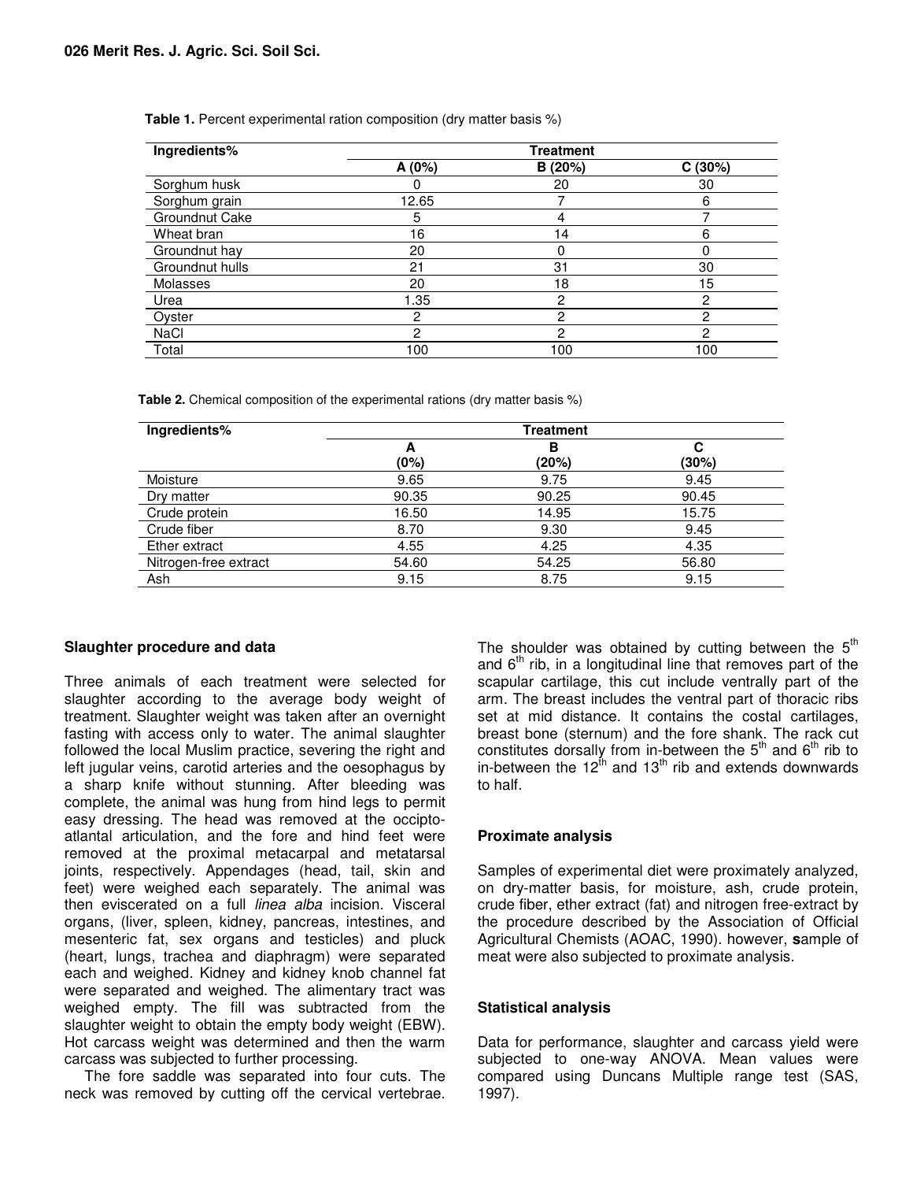**Table 1.** Percent experimental ration composition (dry matter basis %)

| Ingredients% | Treatment | | |
|---|---|---|---|
| | A (0%) | B (20%) | C (30%) |
| Sorghum husk | 0 | 20 | 30 |
| Sorghum grain | 12.65 | 7 | 6 |
| Groundnut Cake | 5 | 4 | 7 |
| Wheat bran | 16 | 14 | 6 |
| Groundnut hay | 20 | 0 | 0 |
| Groundnut hulls | 21 | 31 | 30 |
| Molasses | 20 | 18 | 15 |
| Urea | 1.35 | 2 | 2 |
| Oyster | 2 | 2 | 2 |
| NaCl | 2 | 2 | 2 |
| Total | 100 | 100 | 100 |

**Table 2.** Chemical composition of the experimental rations (dry matter basis %)

| Ingredients% | Treatment | | |
|---|---|---|---|
| | A (0%) | B (20%) | C (30%) |
| Moisture | 9.65 | 9.75 | 9.45 |
| Dry matter | 90.35 | 90.25 | 90.45 |
| Crude protein | 16.50 | 14.95 | 15.75 |
| Crude fiber | 8.70 | 9.30 | 9.45 |
| Ether extract | 4.55 | 4.25 | 4.35 |
| Nitrogen-free extract | 54.60 | 54.25 | 56.80 |
| Ash | 9.15 | 8.75 | 9.15 |

## Slaughter procedure and data

Three animals of each treatment were selected for slaughter according to the average body weight of treatment. Slaughter weight was taken after an overnight fasting with access only to water. The animal slaughter followed the local Muslim practice, severing the right and left jugular veins, carotid arteries and the oesophagus by a sharp knife without stunning. After bleeding was complete, the animal was hung from hind legs to permit easy dressing. The head was removed at the occipto-atlantal articulation, and the fore and hind feet were removed at the proximal metacarpal and metatarsal joints, respectively. Appendages (head, tail, skin and feet) were weighed each separately. The animal was then eviscerated on a full *linea alba* incision. Visceral organs, (liver, spleen, kidney, pancreas, intestines, and mesenteric fat, sex organs and testicles) and pluck (heart, lungs, trachea and diaphragm) were separated each and weighed. Kidney and kidney knob channel fat were separated and weighed. The alimentary tract was weighed empty. The fill was subtracted from the slaughter weight to obtain the empty body weight (EBW). Hot carcass weight was determined and then the warm carcass was subjected to further processing.

The fore saddle was separated into four cuts. The neck was removed by cutting off the cervical vertebrae. The shoulder was obtained by cutting between the 5th and 6th rib, in a longitudinal line that removes part of the scapular cartilage, this cut include ventrally part of the arm. The breast includes the ventral part of thoracic ribs set at mid distance. It contains the costal cartilages, breast bone (sternum) and the fore shank. The rack cut constitutes dorsally from in-between the 5th and 6th rib to in-between the 12th and 13th rib and extends downwards to half.

## Proximate analysis

Samples of experimental diet were proximately analyzed, on dry-matter basis, for moisture, ash, crude protein, crude fiber, ether extract (fat) and nitrogen free-extract by the procedure described by the Association of Official Agricultural Chemists (AOAC, 1990). however, **s**ample of meat were also subjected to proximate analysis.

## Statistical analysis

Data for performance, slaughter and carcass yield were subjected to one-way ANOVA. Mean values were compared using Duncans Multiple range test (SAS, 1997).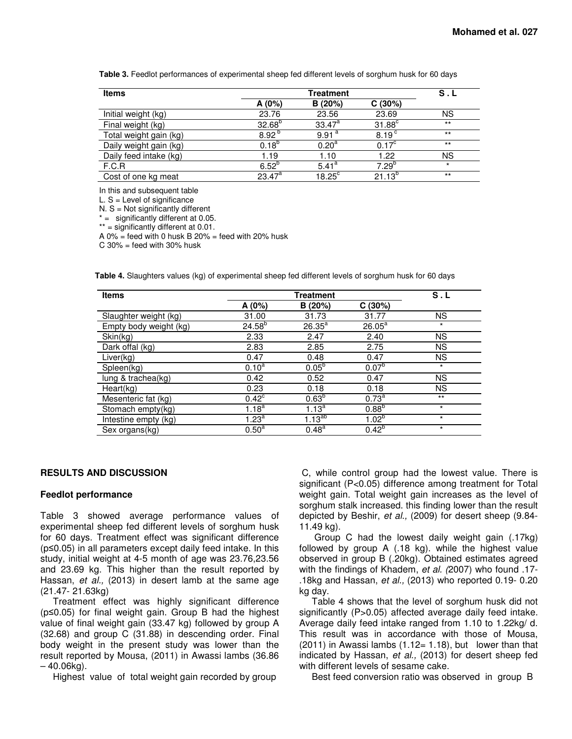**Table 3.** Feedlot performances of experimental sheep fed different levels of sorghum husk for 60 days

| Items | Treatment | | | S . L |
|---|---|---|---|---|
| | A (0%) | B (20%) | C (30%) | |
| Initial weight (kg) | 23.76 | 23.56 | 23.69 | NS |
| Final weight (kg) | 32.68[b] | 33.47[a] | 31.88[c] | ** |
| Total weight gain (kg) | 8.92[b] | 9.91[a] | 8.19[c] | ** |
| Daily weight gain (kg) | 0.18[b] | 0.20[a] | 0.17[c] | ** |
| Daily feed intake (kg) | 1.19 | 1.10 | 1.22 | NS |
| F.C.R | 6.52[b] | 5.41[a] | 7.29[b] | * |
| Cost of one kg meat | 23.47[a] | 18.25[c] | 21.13[b] | ** |

In this and subsequent table
L. S = Level of significance
N. S = Not significantly different
* = significantly different at 0.05.
** = significantly different at 0.01.
A 0% = feed with 0 husk B 20% = feed with 20% husk
C 30% = feed with 30% husk

**Table 4.** Slaughters values (kg) of experimental sheep fed different levels of sorghum husk for 60 days

| Items | Treatment | | | S . L |
|---|---|---|---|---|
| | A (0%) | B (20%) | C (30%) | |
| Slaughter weight (kg) | 31.00 | 31.73 | 31.77 | NS |
| Empty body weight (kg) | 24.58[b] | 26.35[a] | 26.05[a] | * |
| Skin(kg) | 2.33 | 2.47 | 2.40 | NS |
| Dark offal (kg) | 2.83 | 2.85 | 2.75 | NS |
| Liver(kg) | 0.47 | 0.48 | 0.47 | NS |
| Spleen(kg) | 0.10[a] | 0.05[b] | 0.07[b] | * |
| lung & trachea(kg) | 0.42 | 0.52 | 0.47 | NS |
| Heart(kg) | 0.23 | 0.18 | 0.18 | NS |
| Mesenteric fat (kg) | 0.42[c] | 0.63[b] | 0.73[a] | ** |
| Stomach empty(kg) | 1.18[a] | 1.13[a] | 0.88[b] | * |
| Intestine empty (kg) | 1.23[a] | 1.13[ab] | 1.02[b] | * |
| Sex organs(kg) | 0.50[a] | 0.48[a] | 0.42[b] | * |

## RESULTS AND DISCUSSION

### Feedlot performance

Table 3 showed average performance values of experimental sheep fed different levels of sorghum husk for 60 days. Treatment effect was significant difference ($p \leq 0.05$) in all parameters except daily feed intake. In this study, initial weight at 4-5 month of age was 23.76,23.56 and 23.69 kg. This higher than the result reported by Hassan, *et al.,* (2013) in desert lamb at the same age (21.47- 21.63kg)

Treatment effect was highly significant difference ($p \leq 0.05$) for final weight gain. Group B had the highest value of final weight gain (33.47 kg) followed by group A (32.68) and group C (31.88) in descending order. Final body weight in the present study was lower than the result reported by Mousa, (2011) in Awassi lambs (36.86 – 40.06kg).

Highest value of total weight gain recorded by group C, while control group had the lowest value. There is significant ($P<0.05$) difference among treatment for Total weight gain. Total weight gain increases as the level of sorghum stalk increased. this finding lower than the result depicted by Beshir, *et al.,* (2009) for desert sheep (9.84- 11.49 kg).

Group C had the lowest daily weight gain (.17kg) followed by group A (.18 kg). while the highest value observed in group B (.20kg). Obtained estimates agreed with the findings of Khadem, *et al. (*2007) who found .17- .18kg and Hassan, *et al.,* (2013) who reported 0.19- 0.20 kg day.

Table 4 shows that the level of sorghum husk did not significantly ($P>0.05$) affected average daily feed intake. Average daily feed intake ranged from 1.10 to 1.22kg/ d. This result was in accordance with those of Mousa, (2011) in Awassi lambs (1.12= 1.18), but lower than that indicated by Hassan, *et al.,* (2013) for desert sheep fed with different levels of sesame cake.

Best feed conversion ratio was observed in group B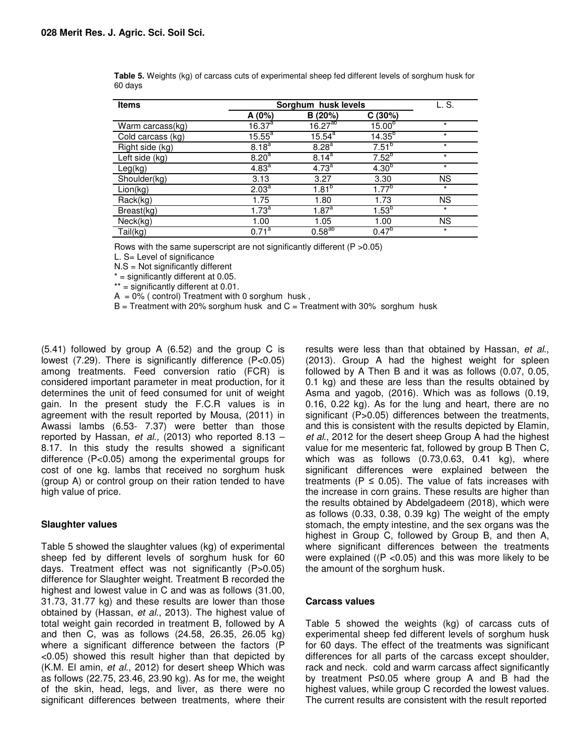**Table 5.** Weights (kg) of carcass cuts of experimental sheep fed different levels of sorghum husk for 60 days

| Items | Sorghum husk levels | | | L. S. |
|---|---|---|---|---|
| | A (0%) | B (20%) | C (30%) | |
| Warm carcass(kg) | $16.37^{a}$ | $16.27^{ab}$ | $15.00^{b}$ | * |
| Cold carcass (kg) | $15.55^{a}$ | $15.54^{a}$ | $14.35^{b}$ | * |
| Right side (kg) | $8.18^{a}$ | $8.28^{a}$ | $7.51^{b}$ | * |
| Left side (kg) | $8.20^{a}$ | $8.14^{a}$ | $7.52^{b}$ | * |
| Leg(kg) | $4.83^{a}$ | $4.73^{a}$ | $4.30^{b}$ | * |
| Shoulder(kg) | 3.13 | 3.27 | 3.30 | NS |
| Lion(kg) | $2.03^{a}$ | $1.81^{b}$ | $1.77^{b}$ | * |
| Rack(kg) | 1.75 | 1.80 | 1.73 | NS |
| Breast(kg) | $1.73^{a}$ | $1.87^{a}$ | $1.53^{b}$ | * |
| Neck(kg) | 1.00 | 1.05 | 1.00 | NS |
| Tail(kg) | $0.71^{a}$ | $0.58^{ab}$ | $0.47^{b}$ | * |

Rows with the same superscript are not significantly different (P >0.05)

L. S= Level of significance

N.S = Not significantly different

* = significantly different at 0.05.

** = significantly different at 0.01.

A = 0% ( control) Treatment with 0 sorghum husk ,

B = Treatment with 20% sorghum husk and C = Treatment with 30% sorghum husk

(5.41) followed by group A (6.52) and the group C is lowest (7.29). There is significantly difference (P<0.05) among treatments. Feed conversion ratio (FCR) is considered important parameter in meat production, for it determines the unit of feed consumed for unit of weight gain. In the present study the F.C.R values is in agreement with the result reported by Mousa, (2011) in Awassi lambs (6.53- 7.37) were better than those reported by Hassan, *et al.,* (2013) who reported 8.13 – 8.17. In this study the results showed a significant difference (P<0.05) among the experimental groups for cost of one kg. lambs that received no sorghum husk (group A) or control group on their ration tended to have high value of price.

## Slaughter values

Table 5 showed the slaughter values (kg) of experimental sheep fed by different levels of sorghum husk for 60 days. Treatment effect was not significantly (P>0.05) difference for Slaughter weight. Treatment B recorded the highest and lowest value in C and was as follows (31.00, 31.73, 31.77 kg) and these results are lower than those obtained by (Hassan, *et al*., 2013). The highest value of total weight gain recorded in treatment B, followed by A and then C, was as follows (24.58, 26.35, 26.05 kg) where a significant difference between the factors (P <0.05) showed this result higher than that depicted by (K.M. El amin, *et al*., 2012) for desert sheep Which was as follows (22.75, 23.46, 23.90 kg). As for me, the weight of the skin, head, legs, and liver, as there were no significant differences between treatments, where their results were less than that obtained by Hassan, *et al*., (2013). Group A had the highest weight for spleen followed by A Then B and it was as follows (0.07, 0.05, 0.1 kg) and these are less than the results obtained by Asma and yagob, (2016). Which was as follows (0.19, 0.16, 0.22 kg). As for the lung and heart, there are no significant (P>0.05) differences between the treatments, and this is consistent with the results depicted by Elamin*, et al*., 2012 for the desert sheep Group A had the highest value for me mesenteric fat, followed by group B Then C, which was as follows (0.73,0.63, 0.41 kg), where significant differences were explained between the treatments (P ≤ 0.05). The value of fats increases with the increase in corn grains. These results are higher than the results obtained by Abdelgadeem (2018), which were as follows (0.33, 0.38, 0.39 kg) The weight of the empty stomach, the empty intestine, and the sex organs was the highest in Group C, followed by Group B, and then A, where significant differences between the treatments were explained ((P <0.05) and this was more likely to be the amount of the sorghum husk.

## Carcass values

Table 5 showed the weights (kg) of carcass cuts of experimental sheep fed different levels of sorghum husk for 60 days. The effect of the treatments was significant differences for all parts of the carcass except shoulder, rack and neck. cold and warm carcass affect significantly by treatment P≤0.05 where group A and B had the highest values, while group C recorded the lowest values. The current results are consistent with the result reported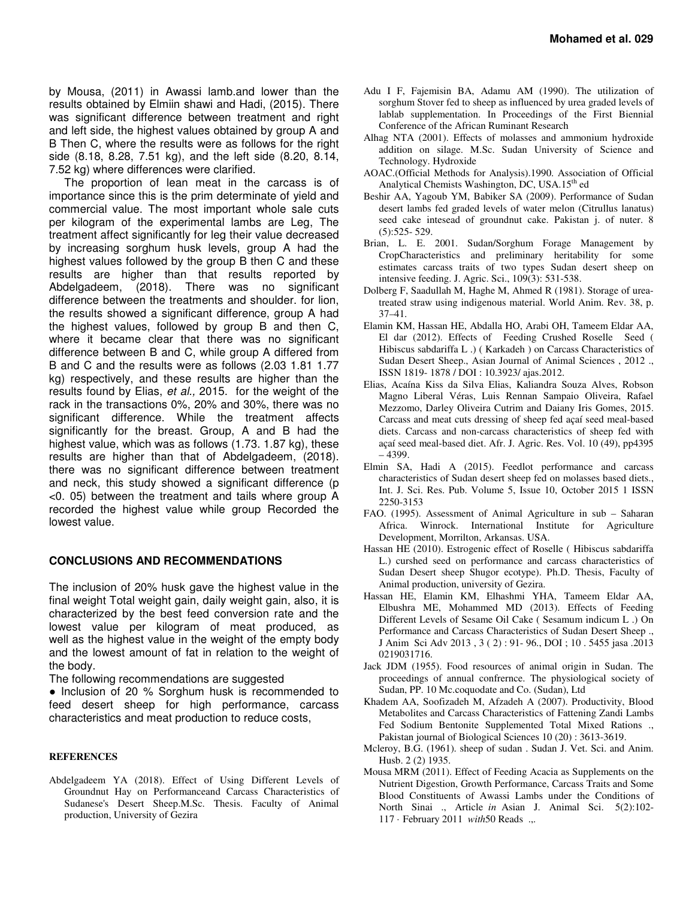by Mousa, (2011) in Awassi lamb.and lower than the results obtained by Elmiin shawi and Hadi, (2015). There was significant difference between treatment and right and left side, the highest values obtained by group A and B Then C, where the results were as follows for the right side (8.18, 8.28, 7.51 kg), and the left side (8.20, 8.14, 7.52 kg) where differences were clarified.

The proportion of lean meat in the carcass is of importance since this is the prim determinate of yield and commercial value. The most important whole sale cuts per kilogram of the experimental lambs are Leg, The treatment affect significantly for leg their value decreased by increasing sorghum husk levels, group A had the highest values followed by the group B then C and these results are higher than that results reported by Abdelgadeem, (2018). There was no significant difference between the treatments and shoulder. for lion, the results showed a significant difference, group A had the highest values, followed by group B and then C, where it became clear that there was no significant difference between B and C, while group A differed from B and C and the results were as follows (2.03 1.81 1.77 kg) respectively, and these results are higher than the results found by Elias, *et al.,* 2015. for the weight of the rack in the transactions 0%, 20% and 30%, there was no significant difference. While the treatment affects significantly for the breast. Group, A and B had the highest value, which was as follows (1.73. 1.87 kg), these results are higher than that of Abdelgadeem, (2018). there was no significant difference between treatment and neck, this study showed a significant difference ($p < 0.05$) between the treatment and tails where group A recorded the highest value while group Recorded the lowest value.

## CONCLUSIONS AND RECOMMENDATIONS

The inclusion of 20% husk gave the highest value in the final weight Total weight gain, daily weight gain, also, it is characterized by the best feed conversion rate and the lowest value per kilogram of meat produced, as well as the highest value in the weight of the empty body and the lowest amount of fat in relation to the weight of the body.

The following recommendations are suggested

- Inclusion of 20 % Sorghum husk is recommended to feed desert sheep for high performance, carcass characteristics and meat production to reduce costs,

## REFERENCES

Abdelgadeem YA (2018). Effect of Using Different Levels of Groundnut Hay on Performanceand Carcass Characteristics of Sudanese's Desert Sheep.M.Sc. Thesis. Faculty of Animal production, University of Gezira

Adu I F, Fajemisin BA, Adamu AM (1990). The utilization of sorghum Stover fed to sheep as influenced by urea graded levels of lablab supplementation. In Proceedings of the First Biennial Conference of the African Ruminant Research

Alhag NTA (2001). Effects of molasses and ammonium hydroxide addition on silage. M.Sc. Sudan University of Science and Technology. Hydroxide

AOAC.(Official Methods for Analysis).1990. Association of Official Analytical Chemists Washington, DC, USA.15th ed

Beshir AA, Yagoub YM, Babiker SA (2009). Performance of Sudan desert lambs fed graded levels of water melon (Citrullus lanatus) seed cake intesead of groundnut cake. Pakistan j. of nuter. 8 (5):525- 529.

Brian, L. E. 2001. Sudan/Sorghum Forage Management by CropCharacteristics and preliminary heritability for some estimates carcass traits of two types Sudan desert sheep on intensive feeding. J. Agric. Sci., 109(3): 531-538.

Dolberg F, Saadullah M, Haghe M, Ahmed R (1981). Storage of urea-treated straw using indigenous material. World Anim. Rev. 38, p. 37–41.

Elamin KM, Hassan HE, Abdalla HO, Arabi OH, Tameem Eldar AA, El dar (2012). Effects of Feeding Crushed Roselle Seed ( Hibiscus sabdariffa L .) ( Karkadeh ) on Carcass Characteristics of Sudan Desert Sheep., Asian Journal of Animal Sciences , 2012 ., ISSN 1819- 1878 / DOI : 10.3923/ ajas.2012.

Elias, Acaína Kiss da Silva Elias, Kaliandra Souza Alves, Robson Magno Liberal Véras, Luis Rennan Sampaio Oliveira, Rafael Mezzomo, Darley Oliveira Cutrim and Daiany Iris Gomes, 2015. Carcass and meat cuts dressing of sheep fed açaí seed meal-based diets. Carcass and non-carcass characteristics of sheep fed with açaí seed meal-based diet. Afr. J. Agric. Res. Vol. 10 (49), pp4395 – 4399.

Elmin SA, Hadi A (2015). Feedlot performance and carcass characteristics of Sudan desert sheep fed on molasses based diets., Int. J. Sci. Res. Pub. Volume 5, Issue 10, October 2015 1 ISSN 2250-3153

FAO. (1995). Assessment of Animal Agriculture in sub – Saharan Africa. Winrock. International Institute for Agriculture Development, Morrilton, Arkansas. USA.

Hassan HE (2010). Estrogenic effect of Roselle ( Hibiscus sabdariffa L.) curshed seed on performance and carcass characteristics of Sudan Desert sheep Shugor ecotype). Ph.D. Thesis, Faculty of Animal production, university of Gezira.

Hassan HE, Elamin KM, Elhashmi YHA, Tameem Eldar AA, Elbushra ME, Mohammed MD (2013). Effects of Feeding Different Levels of Sesame Oil Cake ( Sesamum indicum L .) On Performance and Carcass Characteristics of Sudan Desert Sheep ., J Anim Sci Adv 2013 , 3 ( 2) : 91- 96., DOI ; 10 . 5455 jasa .2013 0219031716.

Jack JDM (1955). Food resources of animal origin in Sudan. The proceedings of annual confrernce. The physiological society of Sudan, PP. 10 Mc.coquodate and Co. (Sudan), Ltd

Khadem AA, Soofizadeh M, Afzadeh A (2007). Productivity, Blood Metabolites and Carcass Characteristics of Fattening Zandi Lambs Fed Sodium Bentonite Supplemented Total Mixed Rations ., Pakistan journal of Biological Sciences 10 (20) : 3613-3619.

Mcleroy, B.G. (1961). sheep of sudan . Sudan J. Vet. Sci. and Anim. Husb. 2 (2) 1935.

Mousa MRM (2011). Effect of Feeding Acacia as Supplements on the Nutrient Digestion, Growth Performance, Carcass Traits and Some Blood Constituents of Awassi Lambs under the Conditions of North Sinai ., Article *in* Asian J. Animal Sci. 5(2):102-117 · February 2011 *with*50 Reads .,.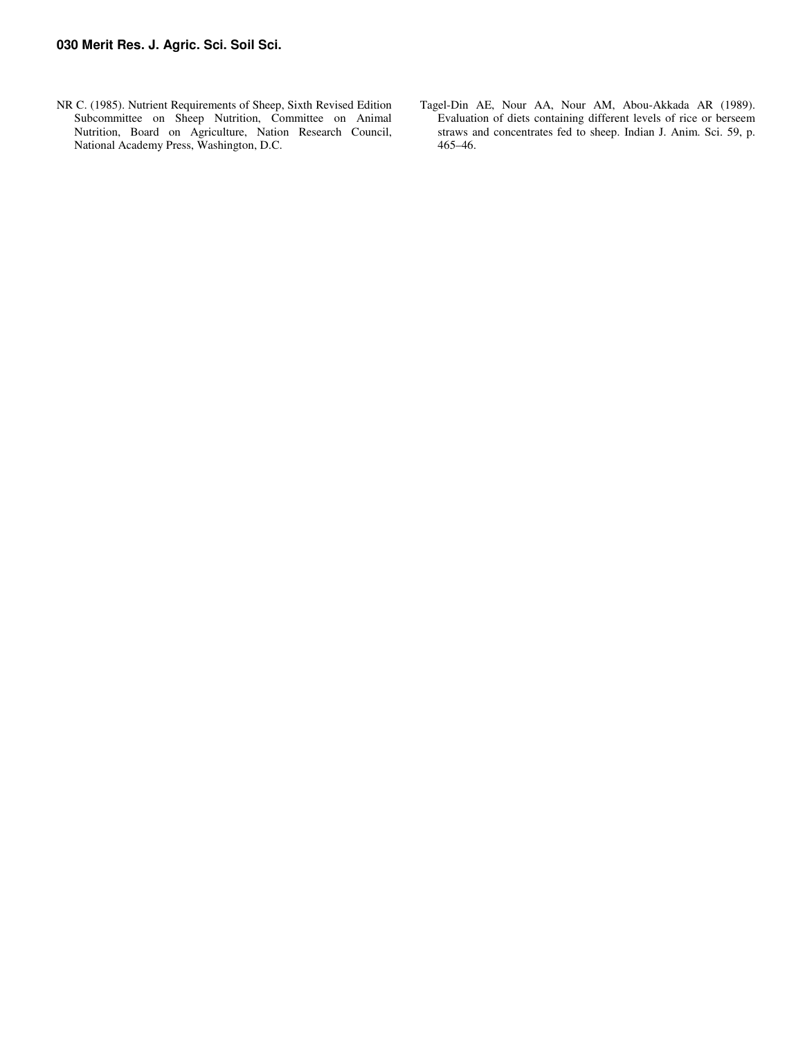NR C. (1985). Nutrient Requirements of Sheep, Sixth Revised Edition Subcommittee on Sheep Nutrition, Committee on Animal Nutrition, Board on Agriculture, Nation Research Council, National Academy Press, Washington, D.C.

Tagel-Din AE, Nour AA, Nour AM, Abou-Akkada AR (1989). Evaluation of diets containing different levels of rice or berseem straws and concentrates fed to sheep. Indian J. Anim. Sci. 59, p. 465–46.